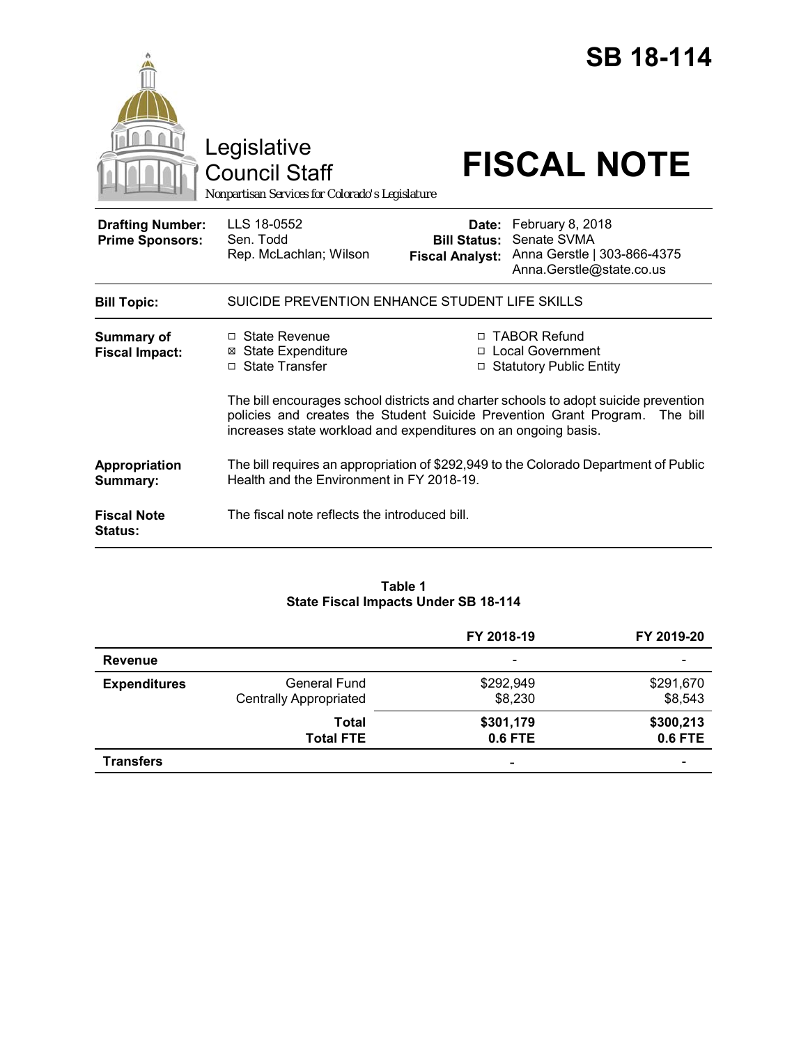# SB 18-114

Legislative Council Staff
*Nonpartisan Services for Colorado's Legislature*

# FISCAL NOTE

| | | | |
|---|---|---|---|
| **Drafting Number:** | LLS 18-0552 | **Date:** | February 8, 2018 |
| **Prime Sponsors:** | Sen. Todd<br>Rep. McLachlan; Wilson | **Bill Status:** | Senate SVMA |
| | | **Fiscal Analyst:** | Anna Gerstle \| 303-866-4375<br>Anna.Gerstle@state.co.us |

| | |
|---|---|
| **Bill Topic:** | SUICIDE PREVENTION ENHANCE STUDENT LIFE SKILLS |
| **Summary of Fiscal Impact:** | ☐ State Revenue<br>☒ State Expenditure<br>☐ State Transfer<br>☐ TABOR Refund<br>☐ Local Government<br>☐ Statutory Public Entity<br><br>The bill encourages school districts and charter schools to adopt suicide prevention policies and creates the Student Suicide Prevention Grant Program. The bill increases state workload and expenditures on an ongoing basis. |
| **Appropriation Summary:** | The bill requires an appropriation of $292,949 to the Colorado Department of Public Health and the Environment in FY 2018-19. |
| **Fiscal Note Status:** | The fiscal note reflects the introduced bill. |

**Table 1**
**State Fiscal Impacts Under SB 18-114**

| | | FY 2018-19 | FY 2019-20 |
|---|---|---|---|
| **Revenue** | | - | - |
| **Expenditures** | General Fund | $292,949 | $291,670 |
| | Centrally Appropriated | $8,230 | $8,543 |
| | **Total** | **$301,179** | **$300,213** |
| | **Total FTE** | **0.6 FTE** | **0.6 FTE** |
| **Transfers** | | - | - |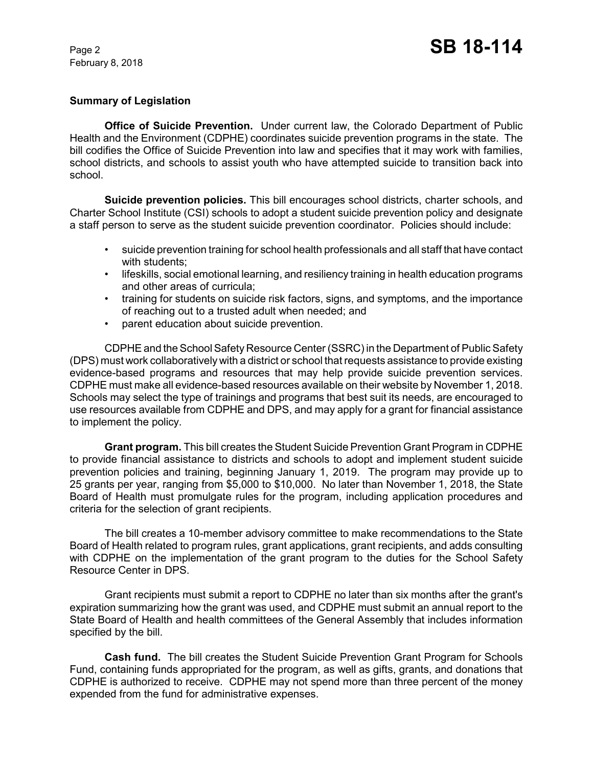## Summary of Legislation

**Office of Suicide Prevention.** Under current law, the Colorado Department of Public Health and the Environment (CDPHE) coordinates suicide prevention programs in the state. The bill codifies the Office of Suicide Prevention into law and specifies that it may work with families, school districts, and schools to assist youth who have attempted suicide to transition back into school.

**Suicide prevention policies.** This bill encourages school districts, charter schools, and Charter School Institute (CSI) schools to adopt a student suicide prevention policy and designate a staff person to serve as the student suicide prevention coordinator. Policies should include:

- suicide prevention training for school health professionals and all staff that have contact with students;
- lifeskills, social emotional learning, and resiliency training in health education programs and other areas of curricula;
- training for students on suicide risk factors, signs, and symptoms, and the importance of reaching out to a trusted adult when needed; and
- parent education about suicide prevention.

CDPHE and the School Safety Resource Center (SSRC) in the Department of Public Safety (DPS) must work collaboratively with a district or school that requests assistance to provide existing evidence-based programs and resources that may help provide suicide prevention services. CDPHE must make all evidence-based resources available on their website by November 1, 2018. Schools may select the type of trainings and programs that best suit its needs, are encouraged to use resources available from CDPHE and DPS, and may apply for a grant for financial assistance to implement the policy.

**Grant program.** This bill creates the Student Suicide Prevention Grant Program in CDPHE to provide financial assistance to districts and schools to adopt and implement student suicide prevention policies and training, beginning January 1, 2019. The program may provide up to 25 grants per year, ranging from $5,000 to $10,000. No later than November 1, 2018, the State Board of Health must promulgate rules for the program, including application procedures and criteria for the selection of grant recipients.

The bill creates a 10-member advisory committee to make recommendations to the State Board of Health related to program rules, grant applications, grant recipients, and adds consulting with CDPHE on the implementation of the grant program to the duties for the School Safety Resource Center in DPS.

Grant recipients must submit a report to CDPHE no later than six months after the grant's expiration summarizing how the grant was used, and CDPHE must submit an annual report to the State Board of Health and health committees of the General Assembly that includes information specified by the bill.

**Cash fund.** The bill creates the Student Suicide Prevention Grant Program for Schools Fund, containing funds appropriated for the program, as well as gifts, grants, and donations that CDPHE is authorized to receive. CDPHE may not spend more than three percent of the money expended from the fund for administrative expenses.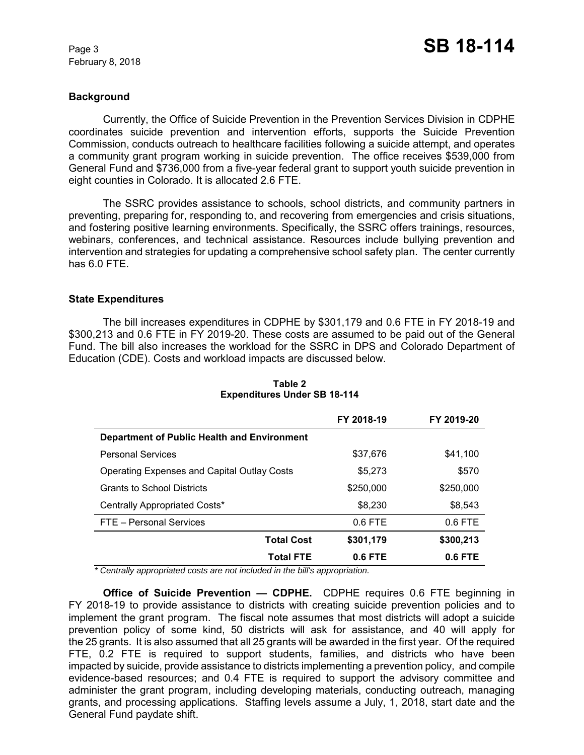## Background

Currently, the Office of Suicide Prevention in the Prevention Services Division in CDPHE coordinates suicide prevention and intervention efforts, supports the Suicide Prevention Commission, conducts outreach to healthcare facilities following a suicide attempt, and operates a community grant program working in suicide prevention. The office receives $539,000 from General Fund and $736,000 from a five-year federal grant to support youth suicide prevention in eight counties in Colorado. It is allocated 2.6 FTE.

The SSRC provides assistance to schools, school districts, and community partners in preventing, preparing for, responding to, and recovering from emergencies and crisis situations, and fostering positive learning environments. Specifically, the SSRC offers trainings, resources, webinars, conferences, and technical assistance. Resources include bullying prevention and intervention and strategies for updating a comprehensive school safety plan. The center currently has 6.0 FTE.

## State Expenditures

The bill increases expenditures in CDPHE by $301,179 and 0.6 FTE in FY 2018-19 and $300,213 and 0.6 FTE in FY 2019-20. These costs are assumed to be paid out of the General Fund. The bill also increases the workload for the SSRC in DPS and Colorado Department of Education (CDE). Costs and workload impacts are discussed below.

**Table 2**
**Expenditures Under SB 18-114**

| | FY 2018-19 | FY 2019-20 |
|---|---|---|
| **Department of Public Health and Environment** | | |
| Personal Services | $37,676 | $41,100 |
| Operating Expenses and Capital Outlay Costs | $5,273 | $570 |
| Grants to School Districts | $250,000 | $250,000 |
| Centrally Appropriated Costs* | $8,230 | $8,543 |
| FTE – Personal Services | 0.6 FTE | 0.6 FTE |
| **Total Cost** | **$301,179** | **$300,213** |
| **Total FTE** | **0.6 FTE** | **0.6 FTE** |

*\* Centrally appropriated costs are not included in the bill's appropriation.*

**Office of Suicide Prevention — CDPHE.** CDPHE requires 0.6 FTE beginning in FY 2018-19 to provide assistance to districts with creating suicide prevention policies and to implement the grant program. The fiscal note assumes that most districts will adopt a suicide prevention policy of some kind, 50 districts will ask for assistance, and 40 will apply for the 25 grants. It is also assumed that all 25 grants will be awarded in the first year. Of the required FTE, 0.2 FTE is required to support students, families, and districts who have been impacted by suicide, provide assistance to districts implementing a prevention policy, and compile evidence-based resources; and 0.4 FTE is required to support the advisory committee and administer the grant program, including developing materials, conducting outreach, managing grants, and processing applications. Staffing levels assume a July, 1, 2018, start date and the General Fund paydate shift.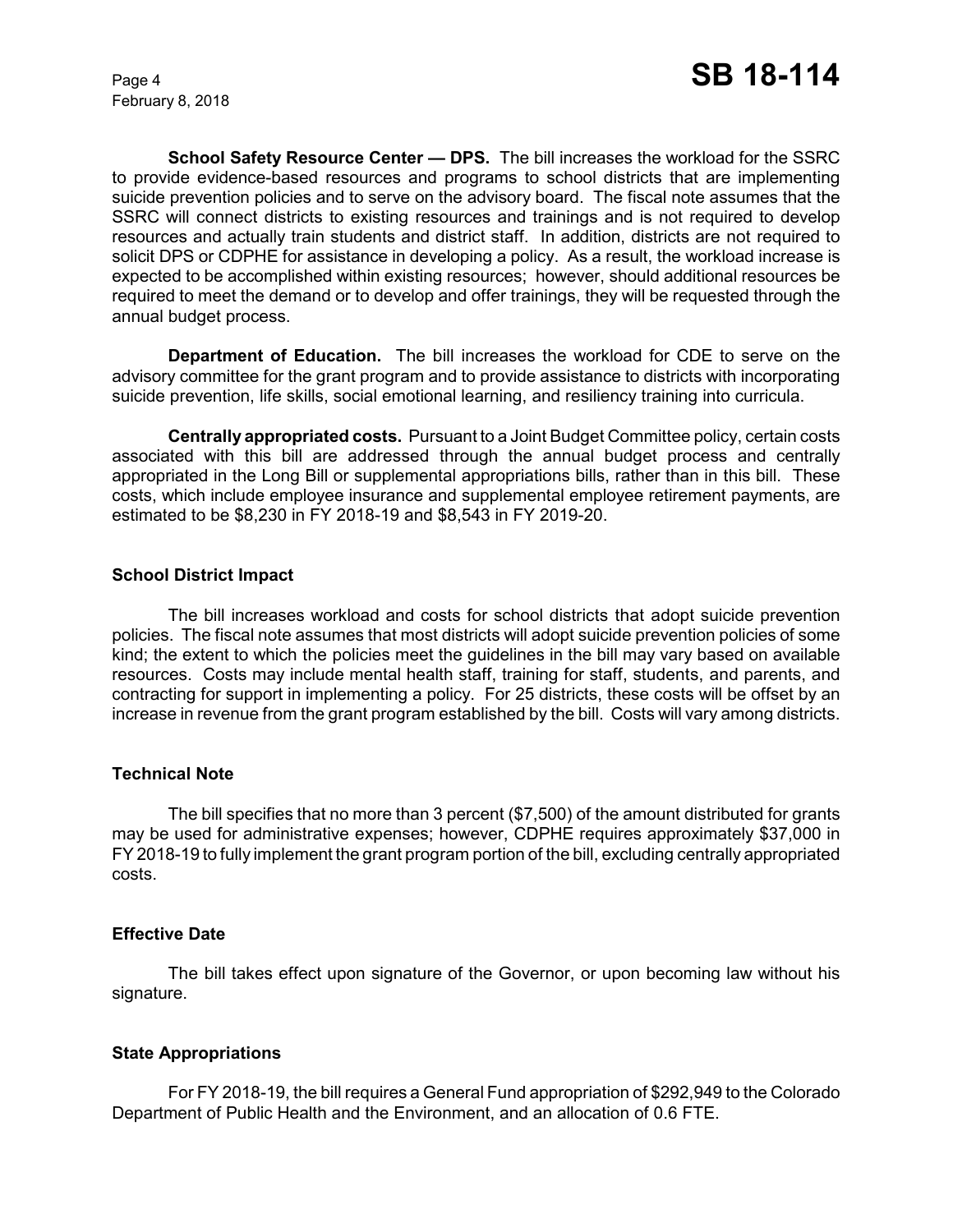**School Safety Resource Center — DPS.** The bill increases the workload for the SSRC to provide evidence-based resources and programs to school districts that are implementing suicide prevention policies and to serve on the advisory board. The fiscal note assumes that the SSRC will connect districts to existing resources and trainings and is not required to develop resources and actually train students and district staff. In addition, districts are not required to solicit DPS or CDPHE for assistance in developing a policy. As a result, the workload increase is expected to be accomplished within existing resources; however, should additional resources be required to meet the demand or to develop and offer trainings, they will be requested through the annual budget process.

**Department of Education.** The bill increases the workload for CDE to serve on the advisory committee for the grant program and to provide assistance to districts with incorporating suicide prevention, life skills, social emotional learning, and resiliency training into curricula.

**Centrally appropriated costs.** Pursuant to a Joint Budget Committee policy, certain costs associated with this bill are addressed through the annual budget process and centrally appropriated in the Long Bill or supplemental appropriations bills, rather than in this bill. These costs, which include employee insurance and supplemental employee retirement payments, are estimated to be $8,230 in FY 2018-19 and $8,543 in FY 2019-20.

### School District Impact

The bill increases workload and costs for school districts that adopt suicide prevention policies. The fiscal note assumes that most districts will adopt suicide prevention policies of some kind; the extent to which the policies meet the guidelines in the bill may vary based on available resources. Costs may include mental health staff, training for staff, students, and parents, and contracting for support in implementing a policy. For 25 districts, these costs will be offset by an increase in revenue from the grant program established by the bill. Costs will vary among districts.

### Technical Note

The bill specifies that no more than 3 percent ($7,500) of the amount distributed for grants may be used for administrative expenses; however, CDPHE requires approximately $37,000 in FY 2018-19 to fully implement the grant program portion of the bill, excluding centrally appropriated costs.

### Effective Date

The bill takes effect upon signature of the Governor, or upon becoming law without his signature.

### State Appropriations

For FY 2018-19, the bill requires a General Fund appropriation of $292,949 to the Colorado Department of Public Health and the Environment, and an allocation of 0.6 FTE.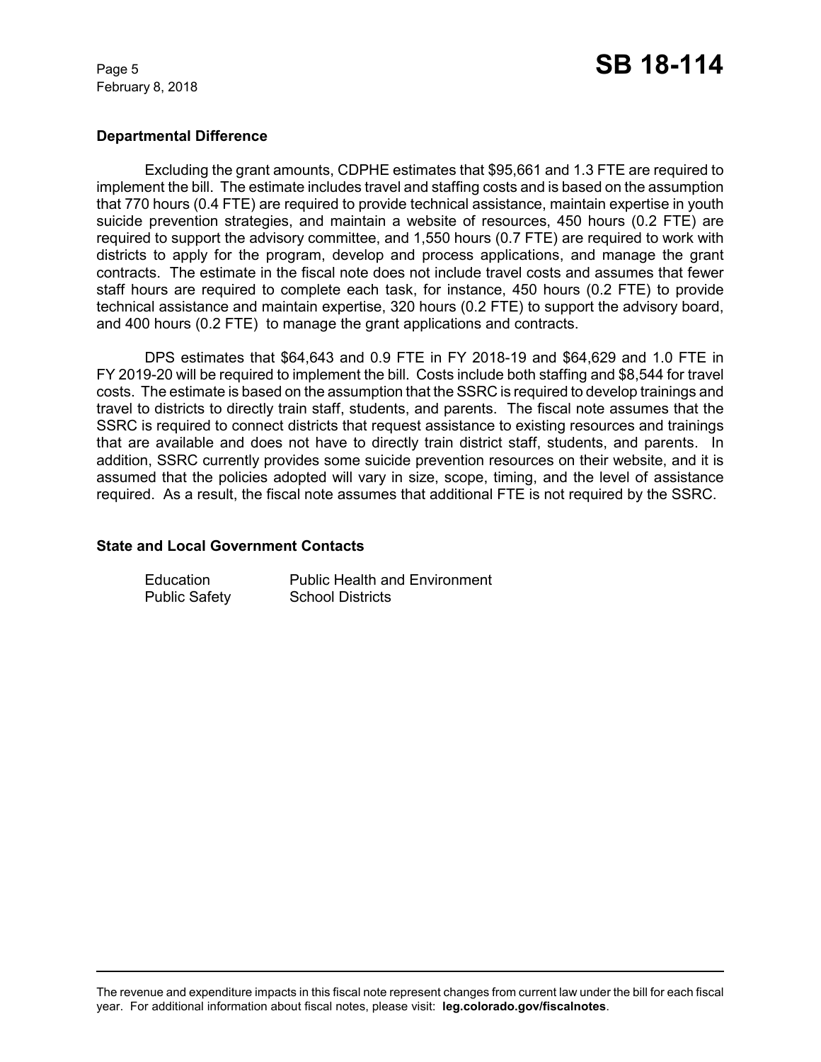**Departmental Difference**

Excluding the grant amounts, CDPHE estimates that $95,661 and 1.3 FTE are required to implement the bill. The estimate includes travel and staffing costs and is based on the assumption that 770 hours (0.4 FTE) are required to provide technical assistance, maintain expertise in youth suicide prevention strategies, and maintain a website of resources, 450 hours (0.2 FTE) are required to support the advisory committee, and 1,550 hours (0.7 FTE) are required to work with districts to apply for the program, develop and process applications, and manage the grant contracts. The estimate in the fiscal note does not include travel costs and assumes that fewer staff hours are required to complete each task, for instance, 450 hours (0.2 FTE) to provide technical assistance and maintain expertise, 320 hours (0.2 FTE) to support the advisory board, and 400 hours (0.2 FTE) to manage the grant applications and contracts.

DPS estimates that $64,643 and 0.9 FTE in FY 2018-19 and $64,629 and 1.0 FTE in FY 2019-20 will be required to implement the bill. Costs include both staffing and $8,544 for travel costs. The estimate is based on the assumption that the SSRC is required to develop trainings and travel to districts to directly train staff, students, and parents. The fiscal note assumes that the SSRC is required to connect districts that request assistance to existing resources and trainings that are available and does not have to directly train district staff, students, and parents. In addition, SSRC currently provides some suicide prevention resources on their website, and it is assumed that the policies adopted will vary in size, scope, timing, and the level of assistance required. As a result, the fiscal note assumes that additional FTE is not required by the SSRC.

**State and Local Government Contacts**

| | |
|---|---|
| Education | Public Health and Environment |
| Public Safety | School Districts |

The revenue and expenditure impacts in this fiscal note represent changes from current law under the bill for each fiscal year. For additional information about fiscal notes, please visit: **leg.colorado.gov/fiscalnotes**.